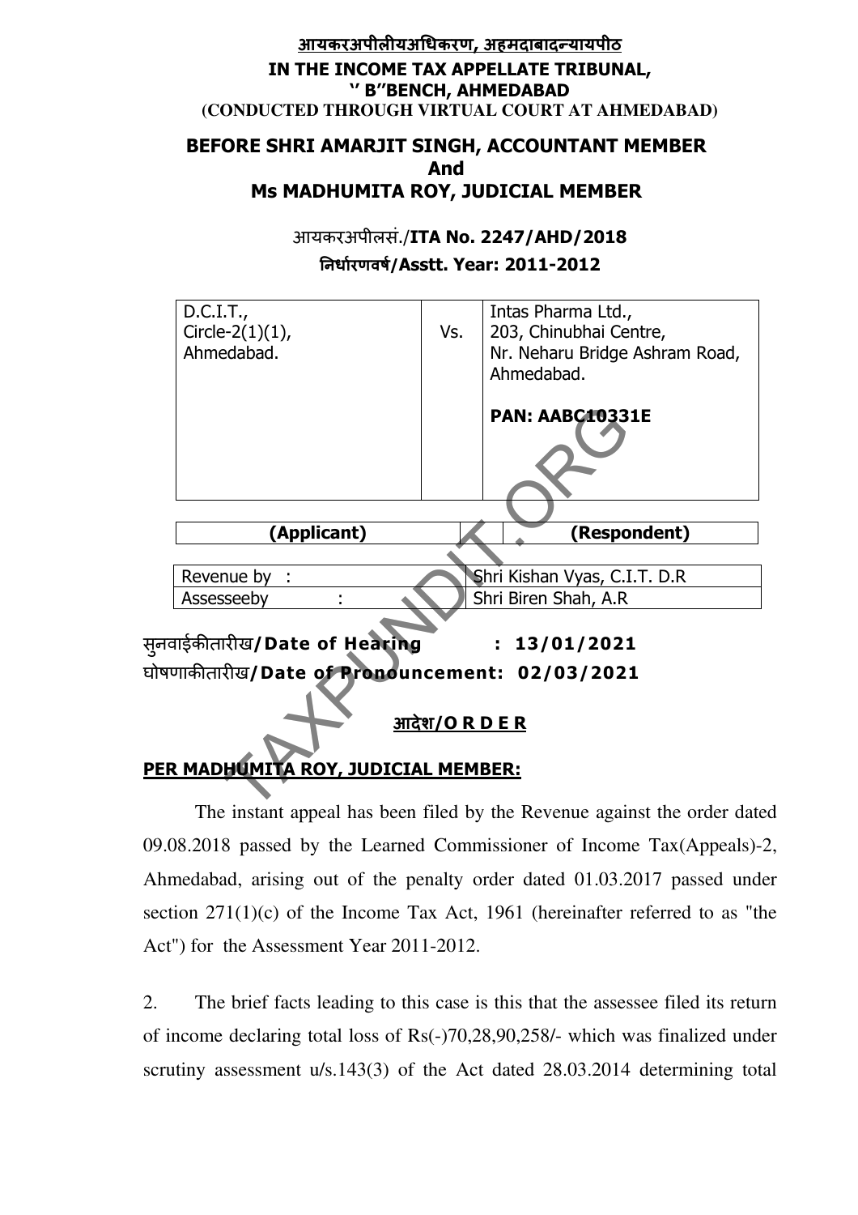**आयकरअपीलीयअधिकरण, अहमदाबादन्यायपीठ**

**IN THE INCOME TAX APPELLATE TRIBUNAL, '' B"BENCH, AHMEDABAD**

**(CONDUCTED THROUGH VIRTUAL COURT AT AHMEDABAD)**

**BEFORE SHRI AMARJIT SINGH, ACCOUNTANT MEMBER**
**And**
**Ms MADHUMITA ROY, JUDICIAL MEMBER**

आयकरअपीलसं./**ITA No. 2247/AHD/2018**

**निर्धारणवर्ष/Asstt. Year: 2011-2012**

| | | |
|---|---|---|
| D.C.I.T., Circle-2(1)(1), Ahmedabad. | Vs. | Intas Pharma Ltd., 203, Chinubhai Centre, Nr. Neharu Bridge Ashram Road, Ahmedabad.<br><br>**PAN: AABC10331E** |
| **(Applicant)** | | **(Respondent)** |

| | |
|---|---|
| Revenue by : | Shri Kishan Vyas, C.I.T. D.R |
| Assesseeby : | Shri Biren Shah, A.R |

सुनवाईकीतारीख/**Date of Hearing : 13/01/2021**

घोषणाकीतारीख/**Date of Pronouncement: 02/03/2021**

**आदेश/O R D E R**

**PER MADHUMITA ROY, JUDICIAL MEMBER:**

The instant appeal has been filed by the Revenue against the order dated 09.08.2018 passed by the Learned Commissioner of Income Tax(Appeals)-2, Ahmedabad, arising out of the penalty order dated 01.03.2017 passed under section 271(1)(c) of the Income Tax Act, 1961 (hereinafter referred to as "the Act") for the Assessment Year 2011-2012.

2. The brief facts leading to this case is this that the assessee filed its return of income declaring total loss of Rs(-)70,28,90,258/- which was finalized under scrutiny assessment u/s.143(3) of the Act dated 28.03.2014 determining total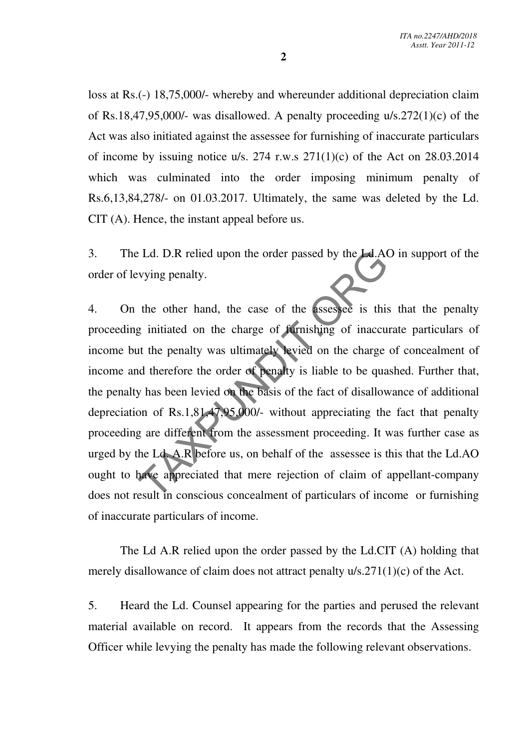loss at Rs.(-) 18,75,000/- whereby and whereunder additional depreciation claim of Rs.18,47,95,000/- was disallowed. A penalty proceeding u/s.272(1)(c) of the Act was also initiated against the assessee for furnishing of inaccurate particulars of income by issuing notice u/s. 274 r.w.s 271(1)(c) of the Act on 28.03.2014 which was culminated into the order imposing minimum penalty of Rs.6,13,84,278/- on 01.03.2017. Ultimately, the same was deleted by the Ld. CIT (A). Hence, the instant appeal before us.

3. The Ld. D.R relied upon the order passed by the Ld.AO in support of the order of levying penalty.

4. On the other hand, the case of the assessee is this that the penalty proceeding initiated on the charge of furnishing of inaccurate particulars of income but the penalty was ultimately levied on the charge of concealment of income and therefore the order of penalty is liable to be quashed. Further that, the penalty has been levied on the basis of the fact of disallowance of additional depreciation of Rs.1,81,47,95,000/- without appreciating the fact that penalty proceeding are different from the assessment proceeding. It was further case as urged by the Ld. A.R before us, on behalf of the assessee is this that the Ld.AO ought to have appreciated that mere rejection of claim of appellant-company does not result in conscious concealment of particulars of income or furnishing of inaccurate particulars of income.

The Ld A.R relied upon the order passed by the Ld.CIT (A) holding that merely disallowance of claim does not attract penalty u/s.271(1)(c) of the Act.

5. Heard the Ld. Counsel appearing for the parties and perused the relevant material available on record. It appears from the records that the Assessing Officer while levying the penalty has made the following relevant observations.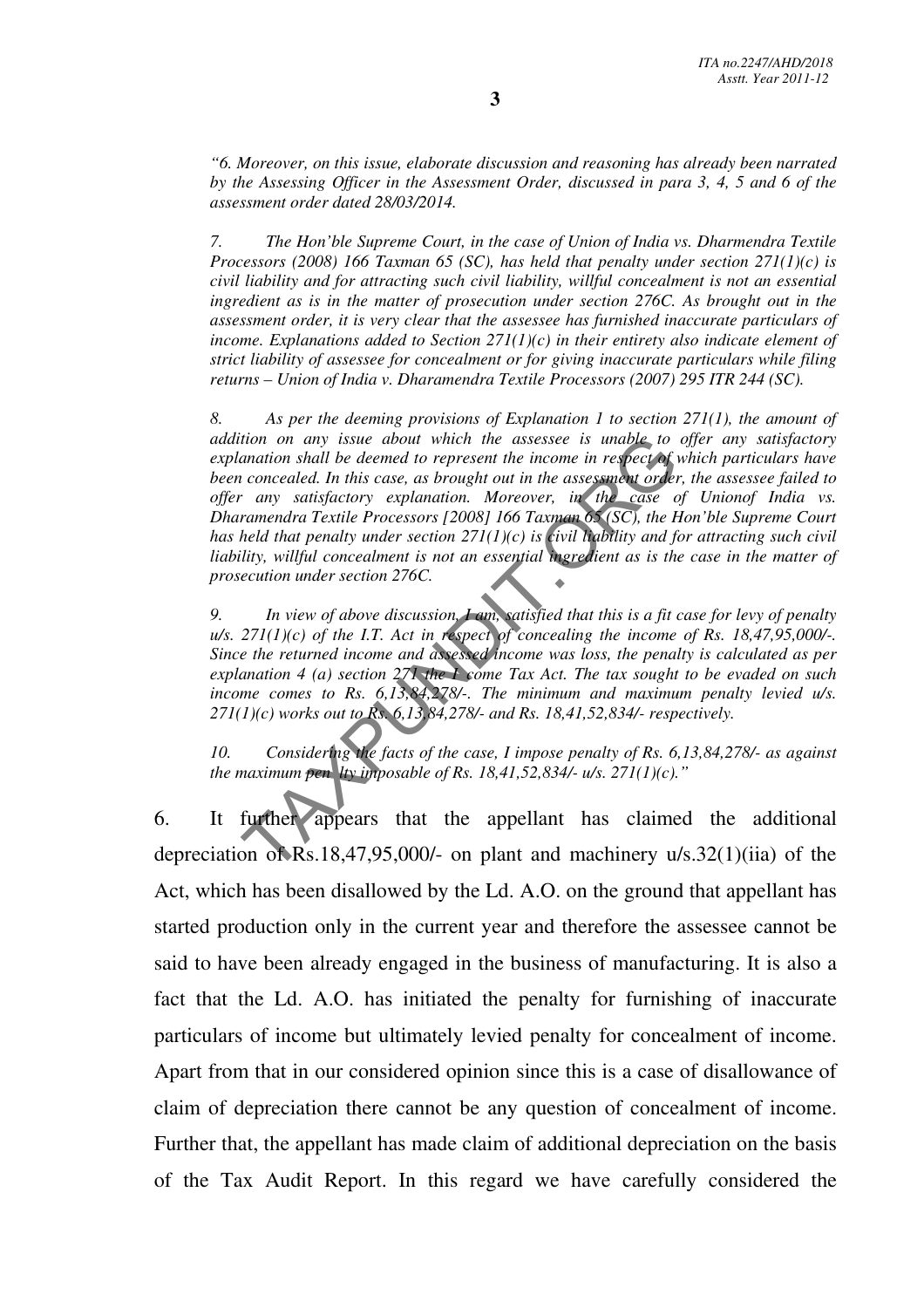*"6. Moreover, on this issue, elaborate discussion and reasoning has already been narrated by the Assessing Officer in the Assessment Order, discussed in para 3, 4, 5 and 6 of the assessment order dated 28/03/2014.*

*7. The Hon'ble Supreme Court, in the case of Union of India vs. Dharmendra Textile Processors (2008) 166 Taxman 65 (SC), has held that penalty under section 271(1)(c) is civil liability and for attracting such civil liability, willful concealment is not an essential ingredient as is in the matter of prosecution under section 276C. As brought out in the assessment order, it is very clear that the assessee has furnished inaccurate particulars of income. Explanations added to Section 271(1)(c) in their entirety also indicate element of strict liability of assessee for concealment or for giving inaccurate particulars while filing returns – Union of India v. Dharamendra Textile Processors (2007) 295 ITR 244 (SC).*

*8. As per the deeming provisions of Explanation 1 to section 271(1), the amount of addition on any issue about which the assessee is unable to offer any satisfactory explanation shall be deemed to represent the income in respect of which particulars have been concealed. In this case, as brought out in the assessment order, the assessee failed to offer any satisfactory explanation. Moreover, in the case of Unionof India vs. Dharamendra Textile Processors [2008] 166 Taxman 65 (SC), the Hon'ble Supreme Court has held that penalty under section 271(1)(c) is civil liability and for attracting such civil liability, willful concealment is not an essential ingredient as is the case in the matter of prosecution under section 276C.*

*9. In view of above discussion, I am, satisfied that this is a fit case for levy of penalty u/s. 271(1)(c) of the I.T. Act in respect of concealing the income of Rs. 18,47,95,000/-. Since the returned income and assessed income was loss, the penalty is calculated as per explanation 4 (a) section 271 the I come Tax Act. The tax sought to be evaded on such income comes to Rs. 6,13,84,278/-. The minimum and maximum penalty levied u/s. 271(1)(c) works out to Rs. 6,13,84,278/- and Rs. 18,41,52,834/- respectively.*

*10. Considering the facts of the case, I impose penalty of Rs. 6,13,84,278/- as against the maximum pen lty imposable of Rs. 18,41,52,834/- u/s. 271(1)(c)."*

6. It further appears that the appellant has claimed the additional depreciation of Rs.18,47,95,000/- on plant and machinery u/s.32(1)(iia) of the Act, which has been disallowed by the Ld. A.O. on the ground that appellant has started production only in the current year and therefore the assessee cannot be said to have been already engaged in the business of manufacturing. It is also a fact that the Ld. A.O. has initiated the penalty for furnishing of inaccurate particulars of income but ultimately levied penalty for concealment of income. Apart from that in our considered opinion since this is a case of disallowance of claim of depreciation there cannot be any question of concealment of income. Further that, the appellant has made claim of additional depreciation on the basis of the Tax Audit Report. In this regard we have carefully considered the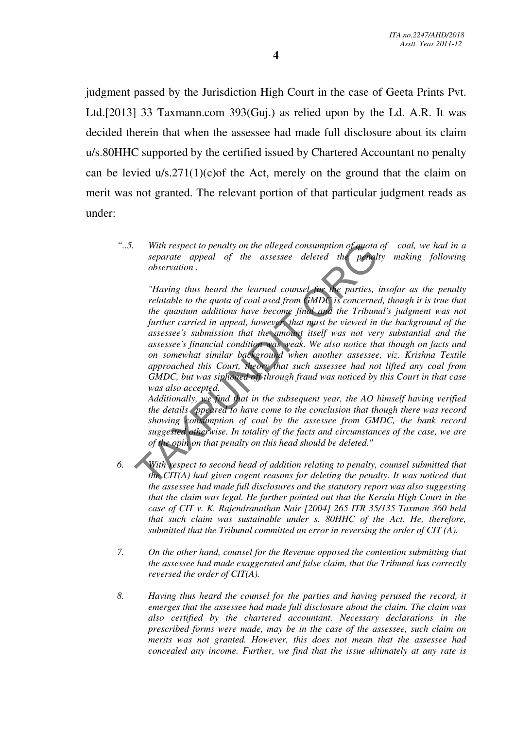judgment passed by the Jurisdiction High Court in the case of Geeta Prints Pvt. Ltd.[2013] 33 Taxmann.com 393(Guj.) as relied upon by the Ld. A.R. It was decided therein that when the assessee had made full disclosure about its claim u/s.80HHC supported by the certified issued by Chartered Accountant no penalty can be levied u/s.271(1)(c)of the Act, merely on the ground that the claim on merit was not granted. The relevant portion of that particular judgment reads as under:

> *"..5. With respect to penalty on the alleged consumption of quota of coal, we had in a separate appeal of the assessee deleted the penalty making following observation .*
>
> *"Having thus heard the learned counsel for the parties, insofar as the penalty relatable to the quota of coal used from GMDC is concerned, though it is true that the quantum additions have become final and the Tribunal's judgment was not further carried in appeal, however, that must be viewed in the background of the assessee's submission that the amount itself was not very substantial and the assessee's financial condition was weak. We also notice that though on facts and on somewhat similar background when another assessee, viz. Krishna Textile approached this Court, theory that such assessee had not lifted any coal from GMDC, but was siphoned off through fraud was noticed by this Court in that case was also accepted.*
>
> *Additionally, we find that in the subsequent year, the AO himself having verified the details appeared to have come to the conclusion that though there was record showing consumption of coal by the assessee from GMDC, the bank record suggested otherwise. In totality of the facts and circumstances of the case, we are of the opinion that penalty on this head should be deleted."*
>
> *6. With respect to second head of addition relating to penalty, counsel submitted that the CIT(A) had given cogent reasons for deleting the penalty. It was noticed that the assessee had made full disclosures and the statutory report was also suggesting that the claim was legal. He further pointed out that the Kerala High Court in the case of CIT v. K. Rajendranathan Nair [2004] 265 ITR 35/135 Taxman 360 held that such claim was sustainable under s. 80HHC of the Act. He, therefore, submitted that the Tribunal committed an error in reversing the order of CIT (A).*
>
> *7. On the other hand, counsel for the Revenue opposed the contention submitting that the assessee had made exaggerated and false claim, that the Tribunal has correctly reversed the order of CIT(A).*
>
> *8. Having thus heard the counsel for the parties and having perused the record, it emerges that the assessee had made full disclosure about the claim. The claim was also certified by the chartered accountant. Necessary declarations in the prescribed forms were made, may be in the case of the assessee, such claim on merits was not granted. However, this does not mean that the assessee had concealed any income. Further, we find that the issue ultimately at any rate is*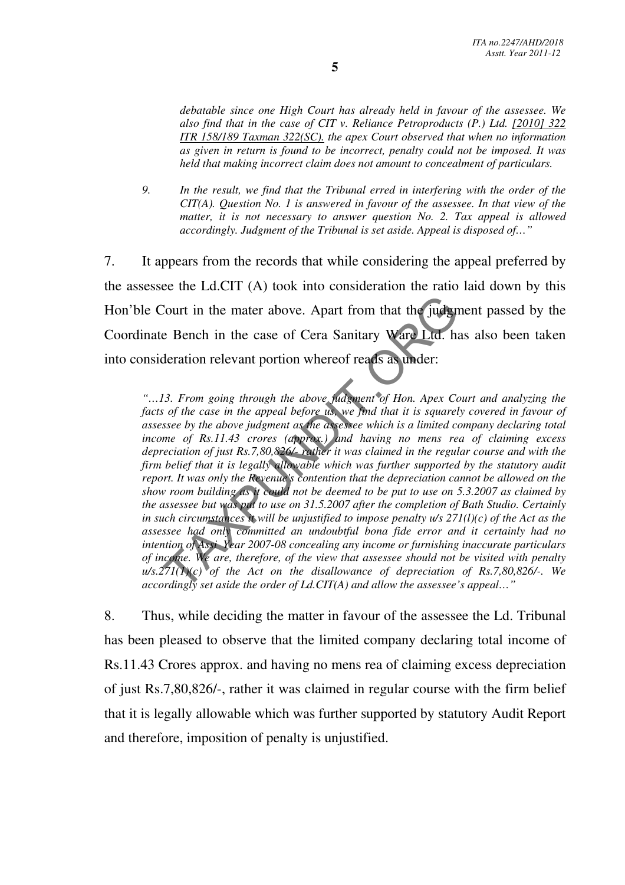*debatable since one High Court has already held in favour of the assessee. We also find that in the case of CIT v. Reliance Petroproducts (P.) Ltd. [2010] 322 ITR 158/189 Taxman 322(SC). the apex Court observed that when no information as given in return is found to be incorrect, penalty could not be imposed. It was held that making incorrect claim does not amount to concealment of particulars.*

*9. In the result, we find that the Tribunal erred in interfering with the order of the CIT(A). Question No. 1 is answered in favour of the assessee. In that view of the matter, it is not necessary to answer question No. 2. Tax appeal is allowed accordingly. Judgment of the Tribunal is set aside. Appeal is disposed of…"*

7. It appears from the records that while considering the appeal preferred by the assessee the Ld.CIT (A) took into consideration the ratio laid down by this Hon'ble Court in the mater above. Apart from that the judgment passed by the Coordinate Bench in the case of Cera Sanitary Ware Ltd. has also been taken into consideration relevant portion whereof reads as under:

*"…13. From going through the above judgment of Hon. Apex Court and analyzing the facts of the case in the appeal before us, we find that it is squarely covered in favour of assessee by the above judgment as the assessee which is a limited company declaring total income of Rs.11.43 crores (approx.) and having no mens rea of claiming excess depreciation of just Rs.7,80,826/- rather it was claimed in the regular course and with the firm belief that it is legally allowable which was further supported by the statutory audit report. It was only the Revenue's contention that the depreciation cannot be allowed on the show room building as it could not be deemed to be put to use on 5.3.2007 as claimed by the assessee but was put to use on 31.5.2007 after the completion of Bath Studio. Certainly in such circumstances it will be unjustified to impose penalty u/s 271(l)(c) of the Act as the assessee had only committed an undoubtful bona fide error and it certainly had no intention of Assi. Year 2007-08 concealing any income or furnishing inaccurate particulars of income. We are, therefore, of the view that assessee should not be visited with penalty u/s.271(1)(c) of the Act on the disallowance of depreciation of Rs.7,80,826/-. We accordingly set aside the order of Ld.CIT(A) and allow the assessee's appeal…"*

8. Thus, while deciding the matter in favour of the assessee the Ld. Tribunal has been pleased to observe that the limited company declaring total income of Rs.11.43 Crores approx. and having no mens rea of claiming excess depreciation of just Rs.7,80,826/-, rather it was claimed in regular course with the firm belief that it is legally allowable which was further supported by statutory Audit Report and therefore, imposition of penalty is unjustified.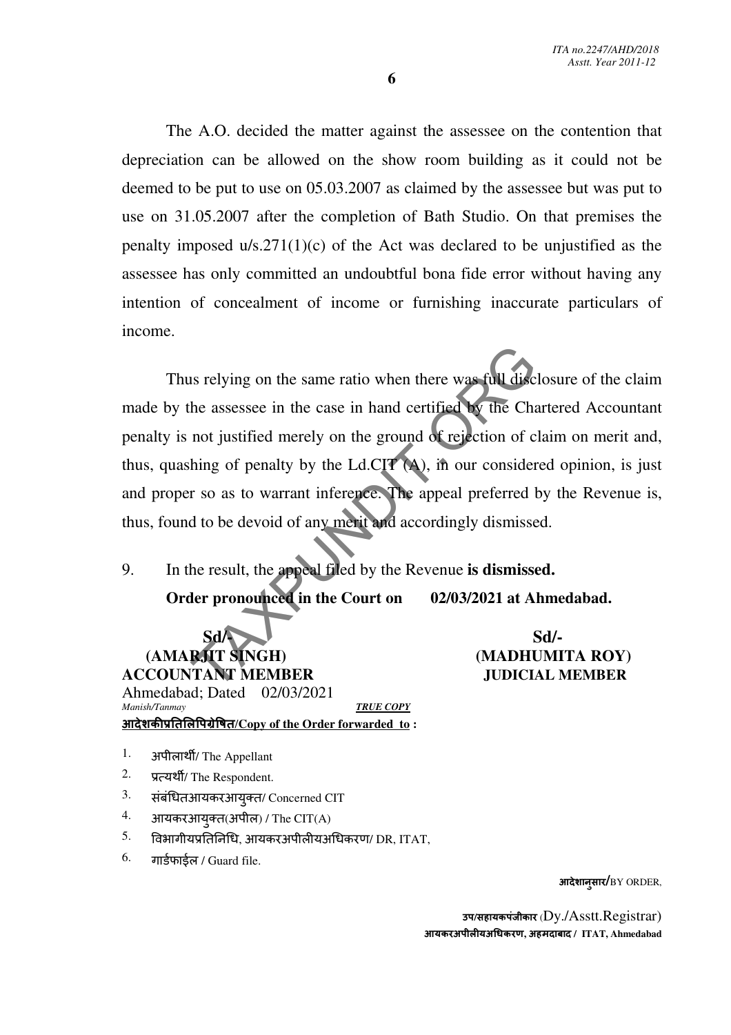The A.O. decided the matter against the assessee on the contention that depreciation can be allowed on the show room building as it could not be deemed to be put to use on 05.03.2007 as claimed by the assessee but was put to use on 31.05.2007 after the completion of Bath Studio. On that premises the penalty imposed u/s.271(1)(c) of the Act was declared to be unjustified as the assessee has only committed an undoubtful bona fide error without having any intention of concealment of income or furnishing inaccurate particulars of income.

Thus relying on the same ratio when there was full disclosure of the claim made by the assessee in the case in hand certified by the Chartered Accountant penalty is not justified merely on the ground of rejection of claim on merit and, thus, quashing of penalty by the Ld.CIT (A), in our considered opinion, is just and proper so as to warrant inference. The appeal preferred by the Revenue is, thus, found to be devoid of any merit and accordingly dismissed.

9. In the result, the appeal filed by the Revenue **is dismissed.**

**Order pronounced in the Court on 02/03/2021 at Ahmedabad.**

| | |
|---|---|
| **Sd/-** | **Sd/-** |
| **(AMARJIT SINGH)** | **(MADHUMITA ROY)** |
| **ACCOUNTANT MEMBER** | **JUDICIAL MEMBER** |

Ahmedabad; Dated 02/03/2021

*Manish/Tanmay* ***TRUE COPY***

**आदेशकीप्रतिलिपिअग्रेषित/Copy of the Order forwarded to :**

1. अपीलार्थी/ The Appellant
2. प्रत्यर्थी/ The Respondent.
3. संबंधितआयकरआयुक्त/ Concerned CIT
4. आयकरआयुक्त(अपील) / The CIT(A)
5. विभागीयप्रतिनिधि, आयकरअपीलीयअधिकरण/ DR, ITAT,
6. गार्डफाईल / Guard file.

**आदेशानुसार/**BY ORDER,

**उप/सहायकपंजीकार** (Dy./Asstt.Registrar)
**आयकरअपीलीयअधिकरण, अहमदाबाद / ITAT, Ahmedabad**